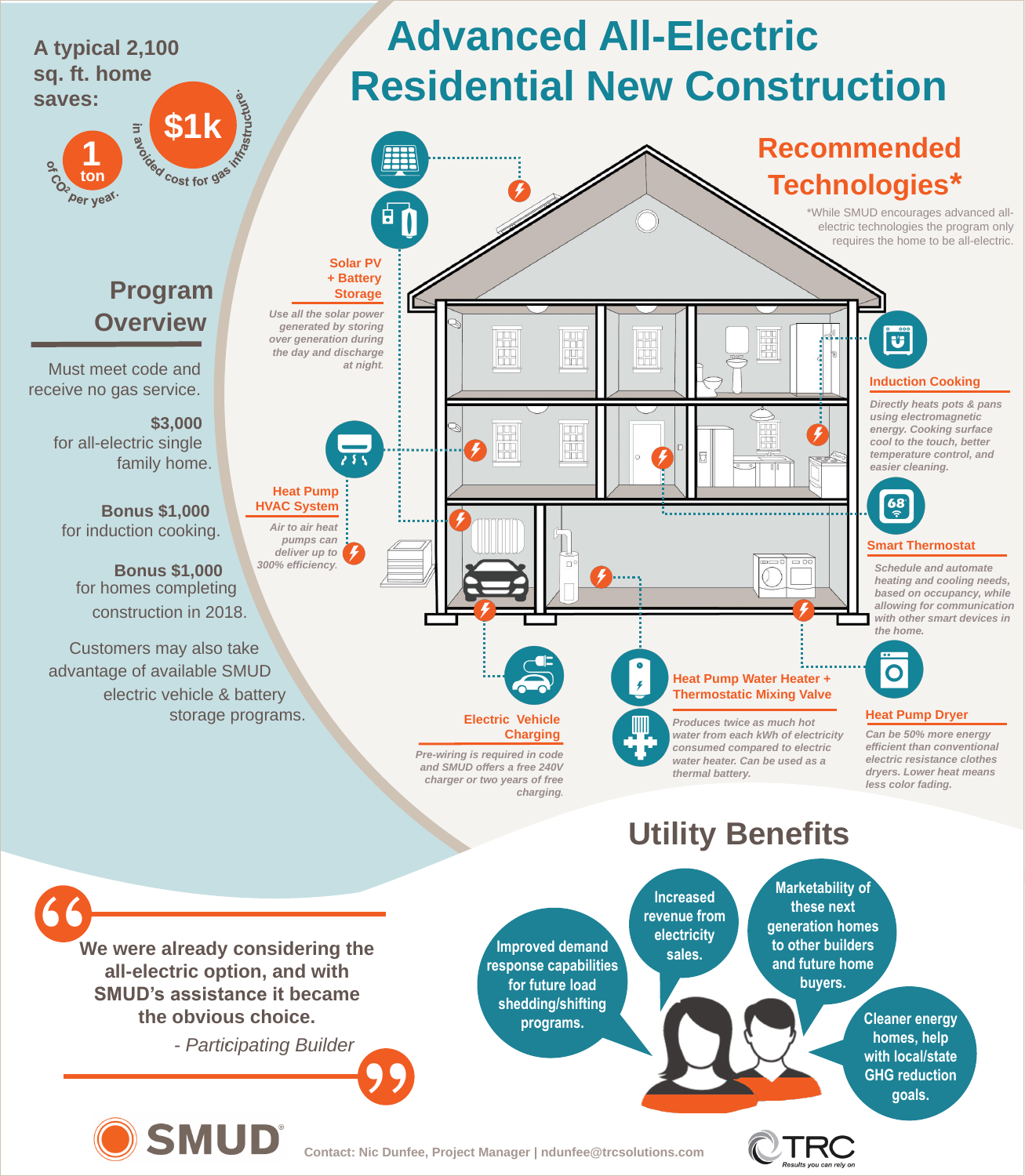# Advanced All-Electric Residential New Construction

A typical 2,100 sq. ft. home saves:

**1 ton** of $CO_2$ per year.

**$1k** in avoided cost for gas infrastructure.

## Program Overview

Must meet code and receive no gas service.

**$3,000** for all-electric single family home.

**Bonus $1,000** for induction cooking.

**Bonus $1,000** for homes completing construction in 2018.

Customers may also take advantage of available SMUD electric vehicle & battery storage programs.

## Recommended Technologies*

*While SMUD encourages advanced all-electric technologies the program only requires the home to be all-electric.

### Solar PV + Battery Storage

*Use all the solar power generated by storing over generation during the day and discharge at night.*

### Heat Pump HVAC System

*Air to air heat pumps can deliver up to 300% efficiency.*

### Induction Cooking

*Directly heats pots & pans using electromagnetic energy. Cooking surface cool to the touch, better temperature control, and easier cleaning.*

### Smart Thermostat

*Schedule and automate heating and cooling needs, based on occupancy, while allowing for communication with other smart devices in the home.*

### Electric Vehicle Charging

*Pre-wiring is required in code and SMUD offers a free 240V charger or two years of free charging.*

### Heat Pump Water Heater + Thermostatic Mixing Valve

*Produces twice as much hot water from each kWh of electricity consumed compared to electric water heater. Can be used as a thermal battery.*

### Heat Pump Dryer

*Can be 50% more energy efficient than conventional electric resistance clothes dryers. Lower heat means less color fading.*

## Utility Benefits

- Improved demand response capabilities for future load shedding/shifting programs.
- Increased revenue from electricity sales.
- Marketability of these next generation homes to other builders and future home buyers.
- Cleaner energy homes, help with local/state GHG reduction goals.

**"We were already considering the all-electric option, and with SMUD's assistance it became the obvious choice."**

*- Participating Builder*

SMUD

Contact: Nic Dunfee, Project Manager | ndunfee@trcsolutions.com

TRC Results you can rely on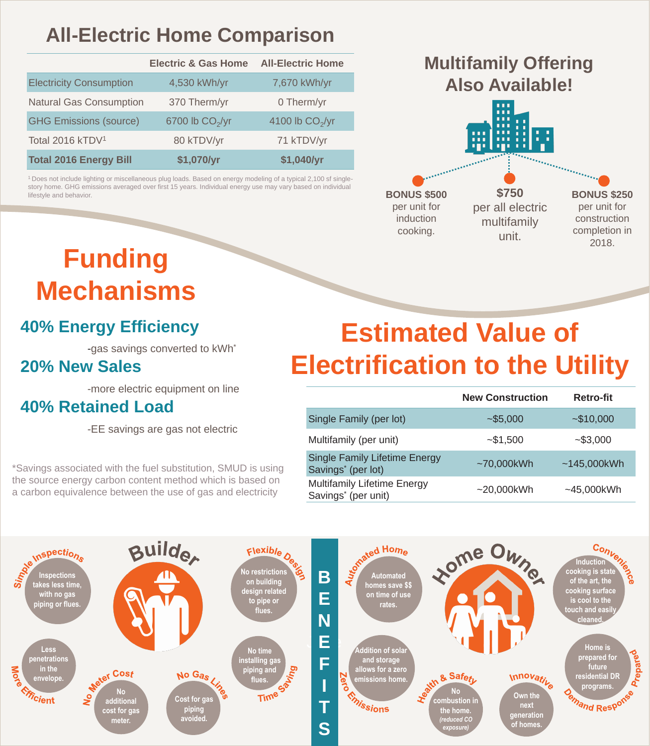# All-Electric Home Comparison

| | Electric & Gas Home | All-Electric Home |
|---|---|---|
| Electricity Consumption | 4,530 kWh/yr | 7,670 kWh/yr |
| Natural Gas Consumption | 370 Therm/yr | 0 Therm/yr |
| GHG Emissions (source) | 6700 lb $CO_2$/yr | 4100 lb $CO_2$/yr |
| Total 2016 kTDV[1] | 80 kTDV/yr | 71 kTDV/yr |
| **Total 2016 Energy Bill** | **$1,070/yr** | **$1,040/yr** |

[1] Does not include lighting or miscellaneous plug loads. Based on energy modeling of a typical 2,100 sf single-story home. GHG emissions averaged over first 15 years. Individual energy use may vary based on individual lifestyle and behavior.

## Multifamily Offering Also Available!

**BONUS $500** per unit for induction cooking.

**$750** per all electric multifamily unit.

**BONUS $250** per unit for construction completion in 2018.

# Funding Mechanisms

## 40% Energy Efficiency

-gas savings converted to kWh*

## 20% New Sales

-more electric equipment on line

## 40% Retained Load

-EE savings are gas not electric

*Savings associated with the fuel substitution, SMUD is using the source energy carbon content method which is based on a carbon equivalence between the use of gas and electricity

# Estimated Value of Electrification to the Utility

| | New Construction | Retro-fit |
|---|---|---|
| Single Family (per lot) | ~$5,000 | ~$10,000 |
| Multifamily (per unit) | ~$1,500 | ~$3,000 |
| Single Family Lifetime Energy Savings* (per lot) | ~70,000kWh | ~145,000kWh |
| Multifamily Lifetime Energy Savings* (per unit) | ~20,000kWh | ~45,000kWh |

# BENEFITS

## Builder

**Simple Inspections** – Inspections takes less time, with no gas piping or flues.

**Flexible Design** – No restrictions on building design related to pipe or flues.

**More Efficient** – Less penetrations in the envelope.

**No Meter Cost** – No additional cost for gas meter.

**No Gas Lines** – Cost for gas piping avoided.

**Time Saving** – No time installing gas piping and flues.

## Home Owner

**Automated Home** – Automated homes save $$ on time of use rates.

**Convenience** – Induction cooking is state of the art, the cooking surface is cool to the touch and easily cleaned.

**Zero Emissions** – Addition of solar and storage allows for a zero emissions home.

**Health & Safety** – No combustion in the home. *(reduced CO exposure)*

**Innovative** – Own the next generation of homes.

**Demand Response Prepared** – Home is prepared for future residential DR programs.